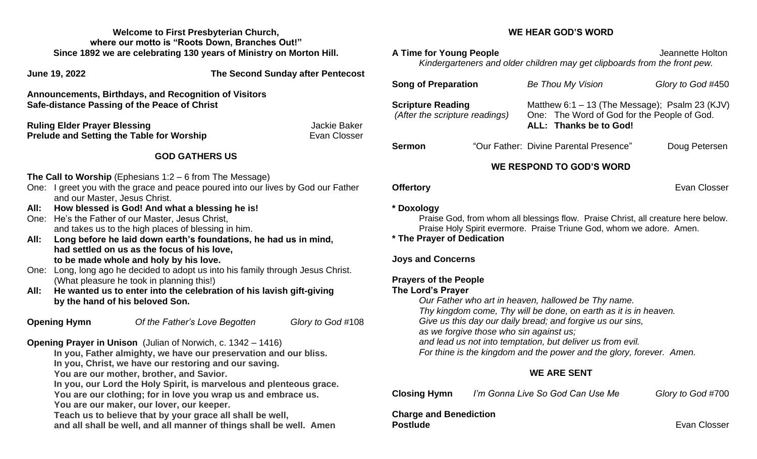**Welcome to First Presbyterian Church,**
**where our motto is "Roots Down, Branches Out!"**
**Since 1892 we are celebrating 130 years of Ministry on Morton Hill.**

**June 19, 2022** — **The Second Sunday after Pentecost**

**Announcements, Birthdays, and Recognition of Visitors**
**Safe-distance Passing of the Peace of Christ**

**Ruling Elder Prayer Blessing** — Jackie Baker
**Prelude and Setting the Table for Worship** — Evan Closser

## GOD GATHERS US

**The Call to Worship** (Ephesians 1:2 – 6 from The Message)

One: I greet you with the grace and peace poured into our lives by God our Father and our Master, Jesus Christ.
**All: How blessed is God! And what a blessing he is!**
One: He's the Father of our Master, Jesus Christ, and takes us to the high places of blessing in him.
**All: Long before he laid down earth's foundations, he had us in mind, had settled on us as the focus of his love, to be made whole and holy by his love.**
One: Long, long ago he decided to adopt us into his family through Jesus Christ. (What pleasure he took in planning this!)
**All: He wanted us to enter into the celebration of his lavish gift-giving by the hand of his beloved Son.**

**Opening Hymn** — *Of the Father's Love Begotten* — *Glory to God* #108

**Opening Prayer in Unison** (Julian of Norwich, c. 1342 – 1416)

**In you, Father almighty, we have our preservation and our bliss.**
**In you, Christ, we have our restoring and our saving.**
**You are our mother, brother, and Savior.**
**In you, our Lord the Holy Spirit, is marvelous and plenteous grace.**
**You are our clothing; for in love you wrap us and embrace us.**
**You are our maker, our lover, our keeper.**
**Teach us to believe that by your grace all shall be well,**
**and all shall be well, and all manner of things shall be well. Amen**

## WE HEAR GOD'S WORD

**A Time for Young People** — Jeannette Holton
*Kindergarteners and older children may get clipboards from the front pew.*

**Song of Preparation** — *Be Thou My Vision* — *Glory to God* #450

**Scripture Reading** — Matthew 6:1 – 13 (The Message); Psalm 23 (KJV)
*(After the scripture readings)* One: The Word of God for the People of God.
**ALL: Thanks be to God!**

**Sermon** — "Our Father: Divine Parental Presence" — Doug Petersen

## WE RESPOND TO GOD'S WORD

**Offertory** — Evan Closser

**\* Doxology**
Praise God, from whom all blessings flow. Praise Christ, all creature here below.
Praise Holy Spirit evermore. Praise Triune God, whom we adore. Amen.

**\* The Prayer of Dedication**

**Joys and Concerns**

**Prayers of the People**
**The Lord's Prayer**

*Our Father who art in heaven, hallowed be Thy name.*
*Thy kingdom come, Thy will be done, on earth as it is in heaven.*
*Give us this day our daily bread; and forgive us our sins,*
*as we forgive those who sin against us;*
*and lead us not into temptation, but deliver us from evil.*
*For thine is the kingdom and the power and the glory, forever. Amen.*

## WE ARE SENT

**Closing Hymn** — *I'm Gonna Live So God Can Use Me* — *Glory to God* #700

**Charge and Benediction**
**Postlude** — Evan Closser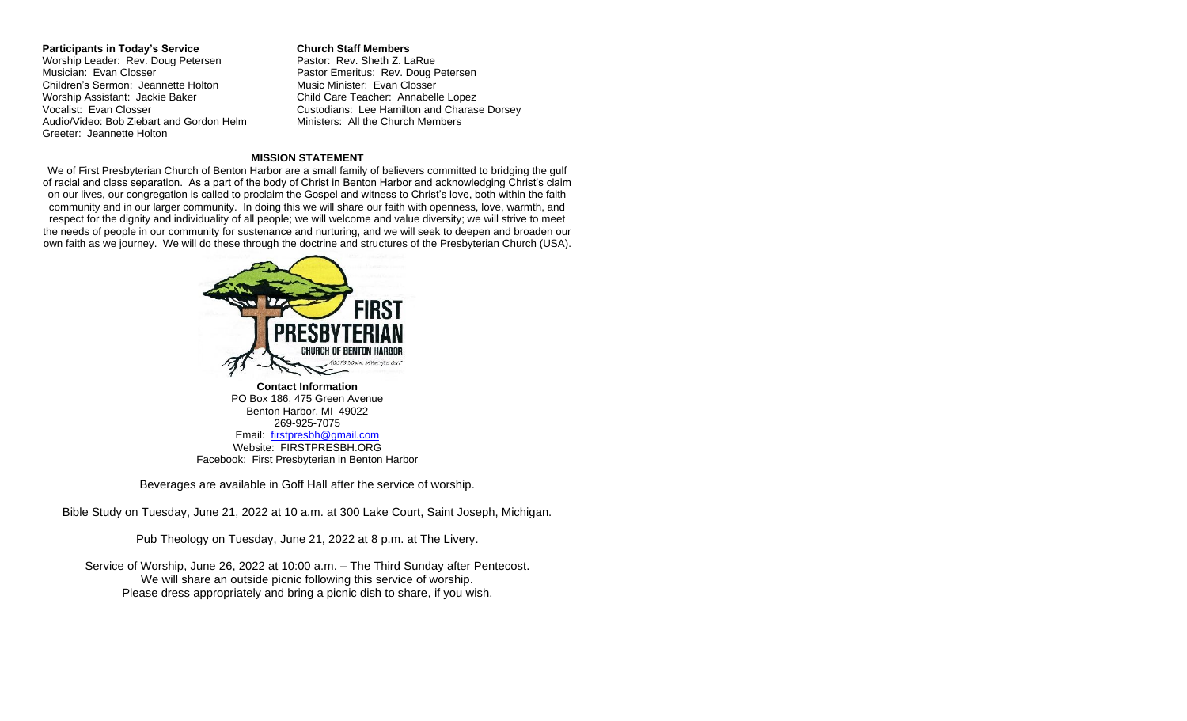**Participants in Today's Service**

Worship Leader: Rev. Doug Petersen
Musician: Evan Closser
Children's Sermon: Jeannette Holton
Worship Assistant: Jackie Baker
Vocalist: Evan Closser
Audio/Video: Bob Ziebart and Gordon Helm
Greeter: Jeannette Holton

**Church Staff Members**

Pastor: Rev. Sheth Z. LaRue
Pastor Emeritus: Rev. Doug Petersen
Music Minister: Evan Closser
Child Care Teacher: Annabelle Lopez
Custodians: Lee Hamilton and Charase Dorsey
Ministers: All the Church Members

## MISSION STATEMENT

We of First Presbyterian Church of Benton Harbor are a small family of believers committed to bridging the gulf of racial and class separation. As a part of the body of Christ in Benton Harbor and acknowledging Christ's claim on our lives, our congregation is called to proclaim the Gospel and witness to Christ's love, both within the faith community and in our larger community. In doing this we will share our faith with openness, love, warmth, and respect for the dignity and individuality of all people; we will welcome and value diversity; we will strive to meet the needs of people in our community for sustenance and nurturing, and we will seek to deepen and broaden our own faith as we journey. We will do these through the doctrine and structures of the Presbyterian Church (USA).

FIRST PRESBYTERIAN CHURCH OF BENTON HARBOR

**Contact Information**
PO Box 186, 475 Green Avenue
Benton Harbor, MI 49022
269-925-7075
Email: firstpresbh@gmail.com
Website: FIRSTPRESBH.ORG
Facebook: First Presbyterian in Benton Harbor

Beverages are available in Goff Hall after the service of worship.

Bible Study on Tuesday, June 21, 2022 at 10 a.m. at 300 Lake Court, Saint Joseph, Michigan.

Pub Theology on Tuesday, June 21, 2022 at 8 p.m. at The Livery.

Service of Worship, June 26, 2022 at 10:00 a.m. – The Third Sunday after Pentecost.
We will share an outside picnic following this service of worship.
Please dress appropriately and bring a picnic dish to share, if you wish.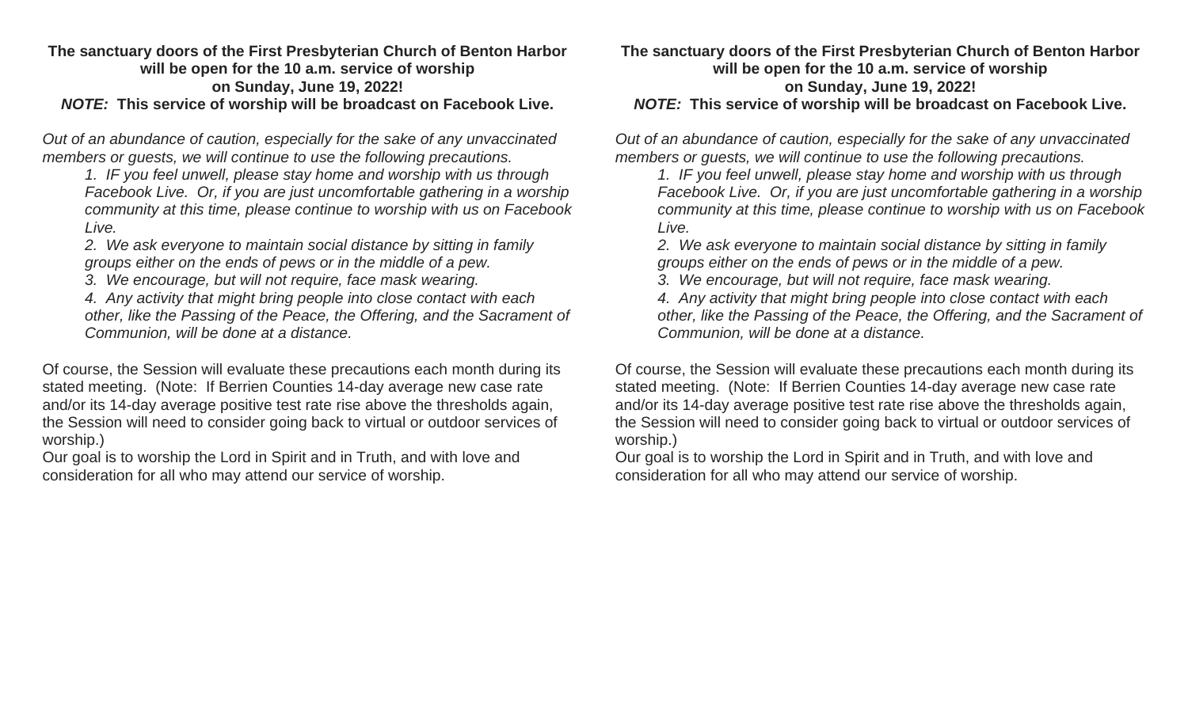**The sanctuary doors of the First Presbyterian Church of Benton Harbor will be open for the 10 a.m. service of worship on Sunday, June 19, 2022!**

***NOTE:* This service of worship will be broadcast on Facebook Live.**

*Out of an abundance of caution, especially for the sake of any unvaccinated members or guests, we will continue to use the following precautions.*

> *1. IF you feel unwell, please stay home and worship with us through Facebook Live. Or, if you are just uncomfortable gathering in a worship community at this time, please continue to worship with us on Facebook Live.*
>
> *2. We ask everyone to maintain social distance by sitting in family groups either on the ends of pews or in the middle of a pew.*
>
> *3. We encourage, but will not require, face mask wearing.*
>
> *4. Any activity that might bring people into close contact with each other, like the Passing of the Peace, the Offering, and the Sacrament of Communion, will be done at a distance.*

Of course, the Session will evaluate these precautions each month during its stated meeting. (Note: If Berrien Counties 14-day average new case rate and/or its 14-day average positive test rate rise above the thresholds again, the Session will need to consider going back to virtual or outdoor services of worship.)

Our goal is to worship the Lord in Spirit and in Truth, and with love and consideration for all who may attend our service of worship.

**The sanctuary doors of the First Presbyterian Church of Benton Harbor will be open for the 10 a.m. service of worship on Sunday, June 19, 2022!**

***NOTE:* This service of worship will be broadcast on Facebook Live.**

*Out of an abundance of caution, especially for the sake of any unvaccinated members or guests, we will continue to use the following precautions.*

> *1. IF you feel unwell, please stay home and worship with us through Facebook Live. Or, if you are just uncomfortable gathering in a worship community at this time, please continue to worship with us on Facebook Live.*
>
> *2. We ask everyone to maintain social distance by sitting in family groups either on the ends of pews or in the middle of a pew.*
>
> *3. We encourage, but will not require, face mask wearing.*
>
> *4. Any activity that might bring people into close contact with each other, like the Passing of the Peace, the Offering, and the Sacrament of Communion, will be done at a distance.*

Of course, the Session will evaluate these precautions each month during its stated meeting. (Note: If Berrien Counties 14-day average new case rate and/or its 14-day average positive test rate rise above the thresholds again, the Session will need to consider going back to virtual or outdoor services of worship.)

Our goal is to worship the Lord in Spirit and in Truth, and with love and consideration for all who may attend our service of worship.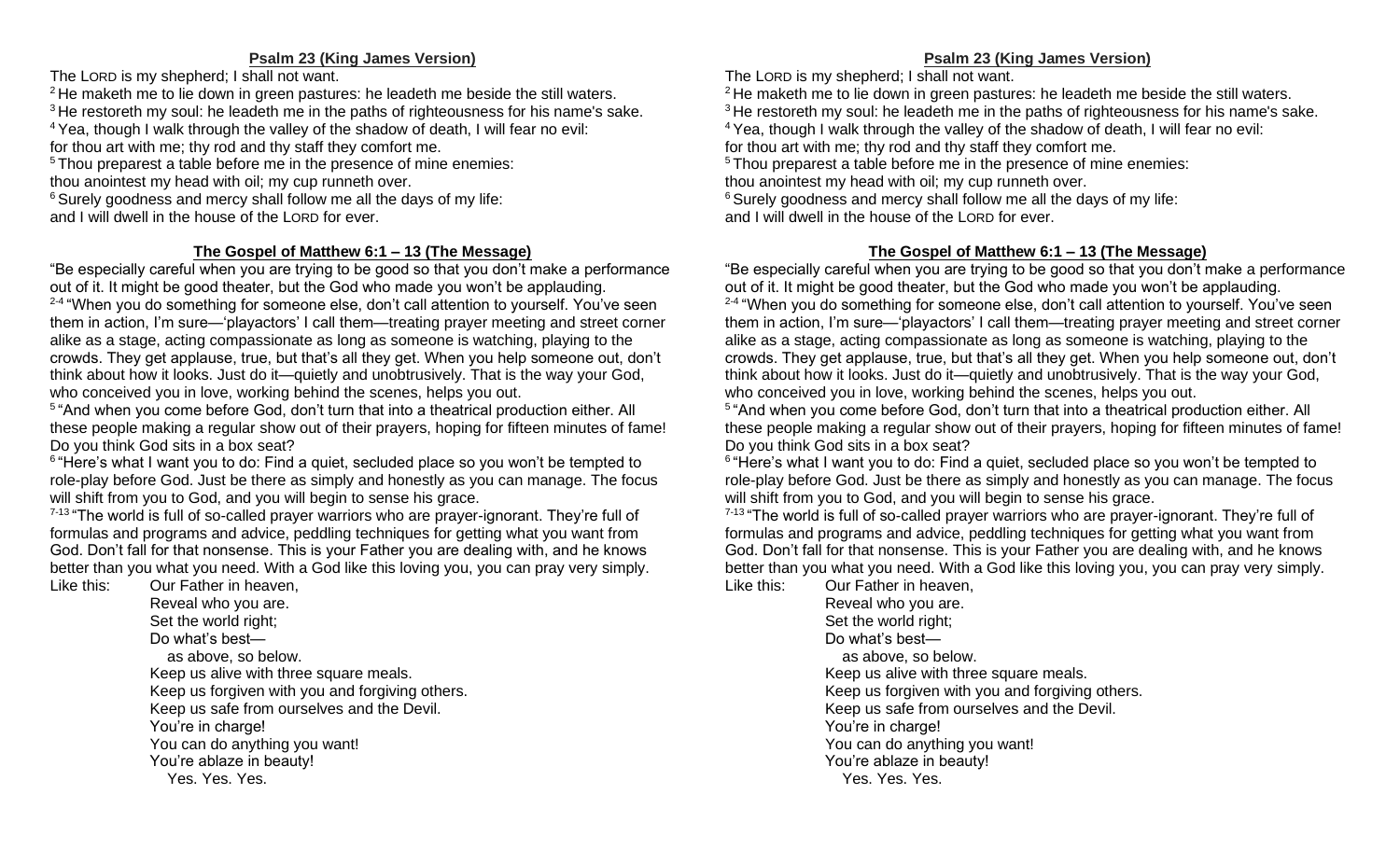## Psalm 23 (King James Version)

The LORD is my shepherd; I shall not want.
[2] He maketh me to lie down in green pastures: he leadeth me beside the still waters.
[3] He restoreth my soul: he leadeth me in the paths of righteousness for his name's sake.
[4] Yea, though I walk through the valley of the shadow of death, I will fear no evil:
for thou art with me; thy rod and thy staff they comfort me.
[5] Thou preparest a table before me in the presence of mine enemies:
thou anointest my head with oil; my cup runneth over.
[6] Surely goodness and mercy shall follow me all the days of my life:
and I will dwell in the house of the LORD for ever.

## The Gospel of Matthew 6:1 – 13 (The Message)

"Be especially careful when you are trying to be good so that you don't make a performance out of it. It might be good theater, but the God who made you won't be applauding.
[2-4] "When you do something for someone else, don't call attention to yourself. You've seen them in action, I'm sure—'playactors' I call them—treating prayer meeting and street corner alike as a stage, acting compassionate as long as someone is watching, playing to the crowds. They get applause, true, but that's all they get. When you help someone out, don't think about how it looks. Just do it—quietly and unobtrusively. That is the way your God, who conceived you in love, working behind the scenes, helps you out.
[5] "And when you come before God, don't turn that into a theatrical production either. All these people making a regular show out of their prayers, hoping for fifteen minutes of fame! Do you think God sits in a box seat?
[6] "Here's what I want you to do: Find a quiet, secluded place so you won't be tempted to role-play before God. Just be there as simply and honestly as you can manage. The focus will shift from you to God, and you will begin to sense his grace.
[7-13] "The world is full of so-called prayer warriors who are prayer-ignorant. They're full of formulas and programs and advice, peddling techniques for getting what you want from God. Don't fall for that nonsense. This is your Father you are dealing with, and he knows better than you what you need. With a God like this loving you, you can pray very simply.
Like this: Our Father in heaven,
Reveal who you are.
Set the world right;
Do what's best—
as above, so below.
Keep us alive with three square meals.
Keep us forgiven with you and forgiving others.
Keep us safe from ourselves and the Devil.
You're in charge!
You can do anything you want!
You're ablaze in beauty!
Yes. Yes. Yes.

## Psalm 23 (King James Version)

The LORD is my shepherd; I shall not want.
[2] He maketh me to lie down in green pastures: he leadeth me beside the still waters.
[3] He restoreth my soul: he leadeth me in the paths of righteousness for his name's sake.
[4] Yea, though I walk through the valley of the shadow of death, I will fear no evil:
for thou art with me; thy rod and thy staff they comfort me.
[5] Thou preparest a table before me in the presence of mine enemies:
thou anointest my head with oil; my cup runneth over.
[6] Surely goodness and mercy shall follow me all the days of my life:
and I will dwell in the house of the LORD for ever.

## The Gospel of Matthew 6:1 – 13 (The Message)

"Be especially careful when you are trying to be good so that you don't make a performance out of it. It might be good theater, but the God who made you won't be applauding.
[2-4] "When you do something for someone else, don't call attention to yourself. You've seen them in action, I'm sure—'playactors' I call them—treating prayer meeting and street corner alike as a stage, acting compassionate as long as someone is watching, playing to the crowds. They get applause, true, but that's all they get. When you help someone out, don't think about how it looks. Just do it—quietly and unobtrusively. That is the way your God, who conceived you in love, working behind the scenes, helps you out.
[5] "And when you come before God, don't turn that into a theatrical production either. All these people making a regular show out of their prayers, hoping for fifteen minutes of fame! Do you think God sits in a box seat?
[6] "Here's what I want you to do: Find a quiet, secluded place so you won't be tempted to role-play before God. Just be there as simply and honestly as you can manage. The focus will shift from you to God, and you will begin to sense his grace.
[7-13] "The world is full of so-called prayer warriors who are prayer-ignorant. They're full of formulas and programs and advice, peddling techniques for getting what you want from God. Don't fall for that nonsense. This is your Father you are dealing with, and he knows better than you what you need. With a God like this loving you, you can pray very simply.
Like this: Our Father in heaven,
Reveal who you are.
Set the world right;
Do what's best—
as above, so below.
Keep us alive with three square meals.
Keep us forgiven with you and forgiving others.
Keep us safe from ourselves and the Devil.
You're in charge!
You can do anything you want!
You're ablaze in beauty!
Yes. Yes. Yes.